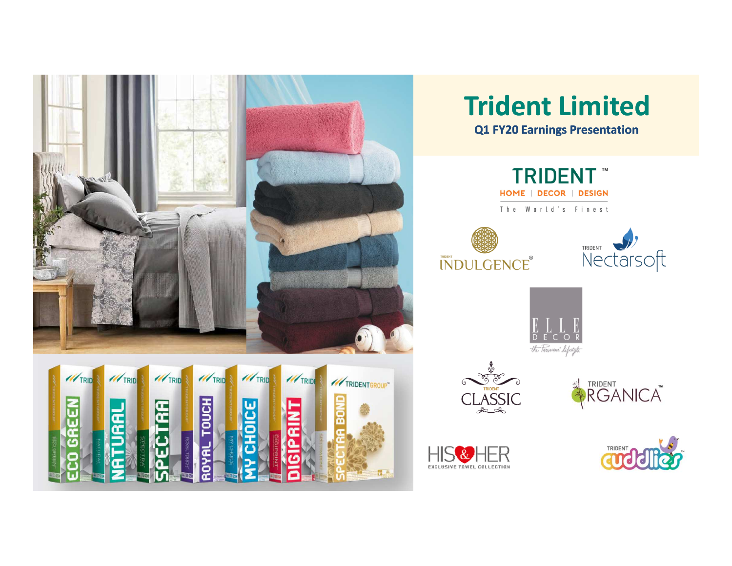# Trident Limited

## Q1 FY20 Earnings Presentation

TRIDENT™

HOME | DECOR | DESIGN

The World's Finest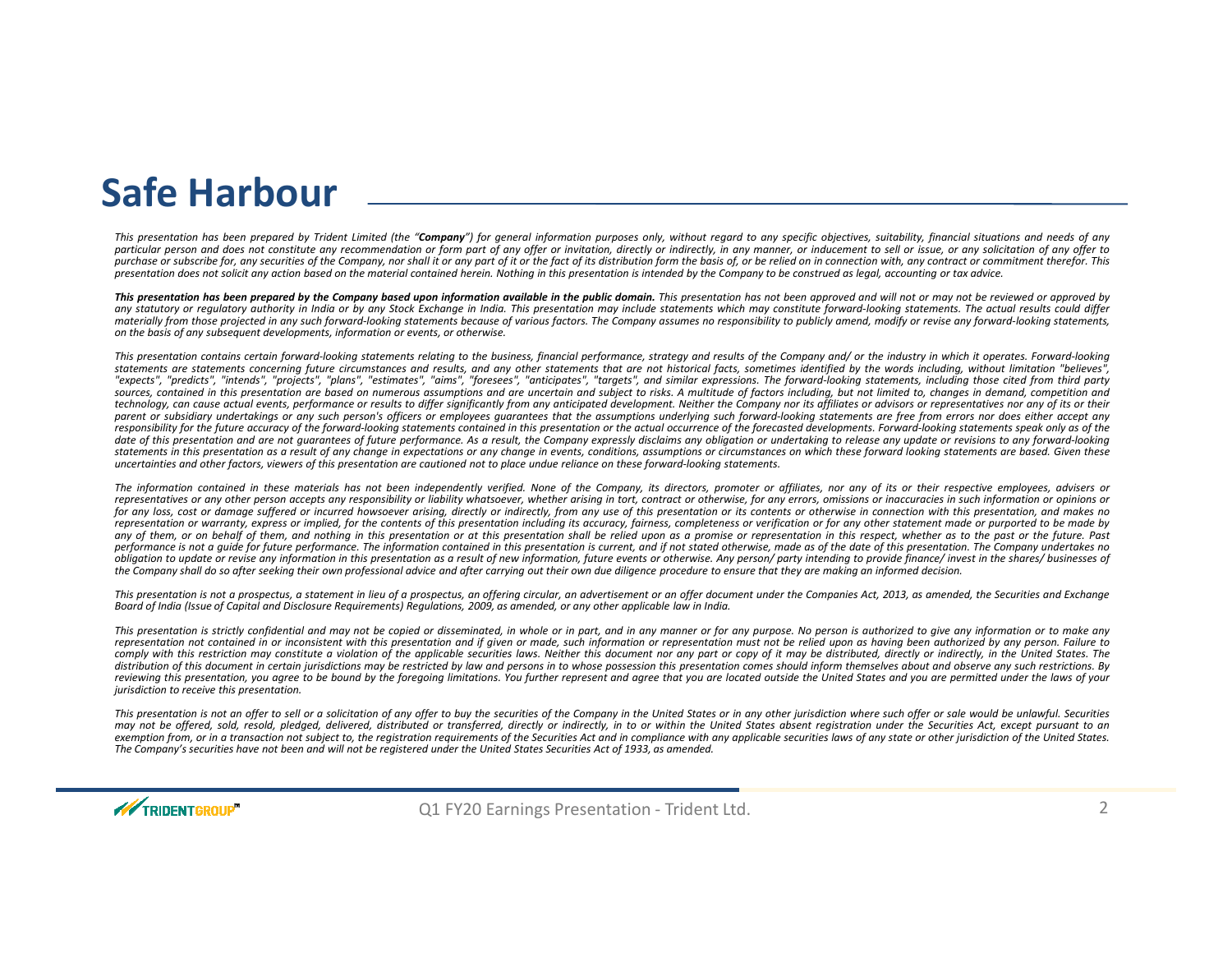# Safe Harbour

*This presentation has been prepared by Trident Limited (the "**Company**") for general information purposes only, without regard to any specific objectives, suitability, financial situations and needs of any particular person and does not constitute any recommendation or form part of any offer or invitation, directly or indirectly, in any manner, or inducement to sell or issue, or any solicitation of any offer to purchase or subscribe for, any securities of the Company, nor shall it or any part of it or the fact of its distribution form the basis of, or be relied on in connection with, any contract or commitment therefor. This presentation does not solicit any action based on the material contained herein. Nothing in this presentation is intended by the Company to be construed as legal, accounting or tax advice.*

***This presentation has been prepared by the Company based upon information available in the public domain.*** *This presentation has not been approved and will not or may not be reviewed or approved by any statutory or regulatory authority in India or by any Stock Exchange in India. This presentation may include statements which may constitute forward-looking statements. The actual results could differ materially from those projected in any such forward-looking statements because of various factors. The Company assumes no responsibility to publicly amend, modify or revise any forward-looking statements, on the basis of any subsequent developments, information or events, or otherwise.*

*This presentation contains certain forward-looking statements relating to the business, financial performance, strategy and results of the Company and/ or the industry in which it operates. Forward-looking statements are statements concerning future circumstances and results, and any other statements that are not historical facts, sometimes identified by the words including, without limitation "believes", "expects", "predicts", "intends", "projects", "plans", "estimates", "aims", "foresees", "anticipates", "targets", and similar expressions. The forward-looking statements, including those cited from third party sources, contained in this presentation are based on numerous assumptions and are uncertain and subject to risks. A multitude of factors including, but not limited to, changes in demand, competition and technology, can cause actual events, performance or results to differ significantly from any anticipated development. Neither the Company nor its affiliates or advisors or representatives nor any of its or their parent or subsidiary undertakings or any such person's officers or employees guarantees that the assumptions underlying such forward-looking statements are free from errors nor does either accept any responsibility for the future accuracy of the forward-looking statements contained in this presentation or the actual occurrence of the forecasted developments. Forward-looking statements speak only as of the date of this presentation and are not guarantees of future performance. As a result, the Company expressly disclaims any obligation or undertaking to release any update or revisions to any forward-looking statements in this presentation as a result of any change in expectations or any change in events, conditions, assumptions or circumstances on which these forward looking statements are based. Given these uncertainties and other factors, viewers of this presentation are cautioned not to place undue reliance on these forward-looking statements.*

*The information contained in these materials has not been independently verified. None of the Company, its directors, promoter or affiliates, nor any of its or their respective employees, advisers or representatives or any other person accepts any responsibility or liability whatsoever, whether arising in tort, contract or otherwise, for any errors, omissions or inaccuracies in such information or opinions or for any loss, cost or damage suffered or incurred howsoever arising, directly or indirectly, from any use of this presentation or its contents or otherwise in connection with this presentation, and makes no representation or warranty, express or implied, for the contents of this presentation including its accuracy, fairness, completeness or verification or for any other statement made or purported to be made by any of them, or on behalf of them, and nothing in this presentation or at this presentation shall be relied upon as a promise or representation in this respect, whether as to the past or the future. Past performance is not a guide for future performance. The information contained in this presentation is current, and if not stated otherwise, made as of the date of this presentation. The Company undertakes no obligation to update or revise any information in this presentation as a result of new information, future events or otherwise. Any person/ party intending to provide finance/ invest in the shares/ businesses of the Company shall do so after seeking their own professional advice and after carrying out their own due diligence procedure to ensure that they are making an informed decision.*

*This presentation is not a prospectus, a statement in lieu of a prospectus, an offering circular, an advertisement or an offer document under the Companies Act, 2013, as amended, the Securities and Exchange Board of India (Issue of Capital and Disclosure Requirements) Regulations, 2009, as amended, or any other applicable law in India.*

*This presentation is strictly confidential and may not be copied or disseminated, in whole or in part, and in any manner or for any purpose. No person is authorized to give any information or to make any representation not contained in or inconsistent with this presentation and if given or made, such information or representation must not be relied upon as having been authorized by any person. Failure to comply with this restriction may constitute a violation of the applicable securities laws. Neither this document nor any part or copy of it may be distributed, directly or indirectly, in the United States. The distribution of this document in certain jurisdictions may be restricted by law and persons in to whose possession this presentation comes should inform themselves about and observe any such restrictions. By reviewing this presentation, you agree to be bound by the foregoing limitations. You further represent and agree that you are located outside the United States and you are permitted under the laws of your jurisdiction to receive this presentation.*

*This presentation is not an offer to sell or a solicitation of any offer to buy the securities of the Company in the United States or in any other jurisdiction where such offer or sale would be unlawful. Securities may not be offered, sold, resold, pledged, delivered, distributed or transferred, directly or indirectly, in to or within the United States absent registration under the Securities Act, except pursuant to an exemption from, or in a transaction not subject to, the registration requirements of the Securities Act and in compliance with any applicable securities laws of any state or other jurisdiction of the United States. The Company's securities have not been and will not be registered under the United States Securities Act of 1933, as amended.*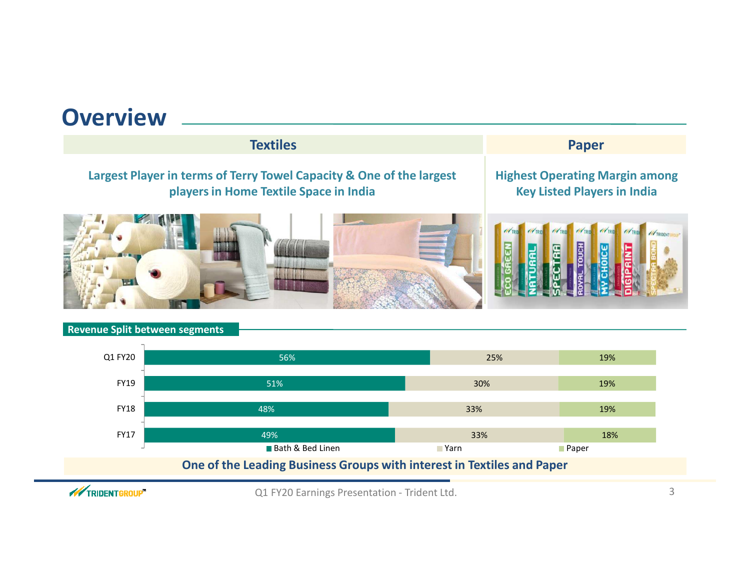# Overview

## Textiles

**Largest Player in terms of Terry Towel Capacity & One of the largest players in Home Textile Space in India**

## Paper

**Highest Operating Margin among Key Listed Players in India**

### Revenue Split between segments

| | Bath & Bed Linen | Yarn | Paper |
|---|---|---|---|
| Q1 FY20 | 56% | 25% | 19% |
| FY19 | 51% | 30% | 19% |
| FY18 | 48% | 33% | 19% |
| FY17 | 49% | 33% | 18% |

**One of the Leading Business Groups with interest in Textiles and Paper**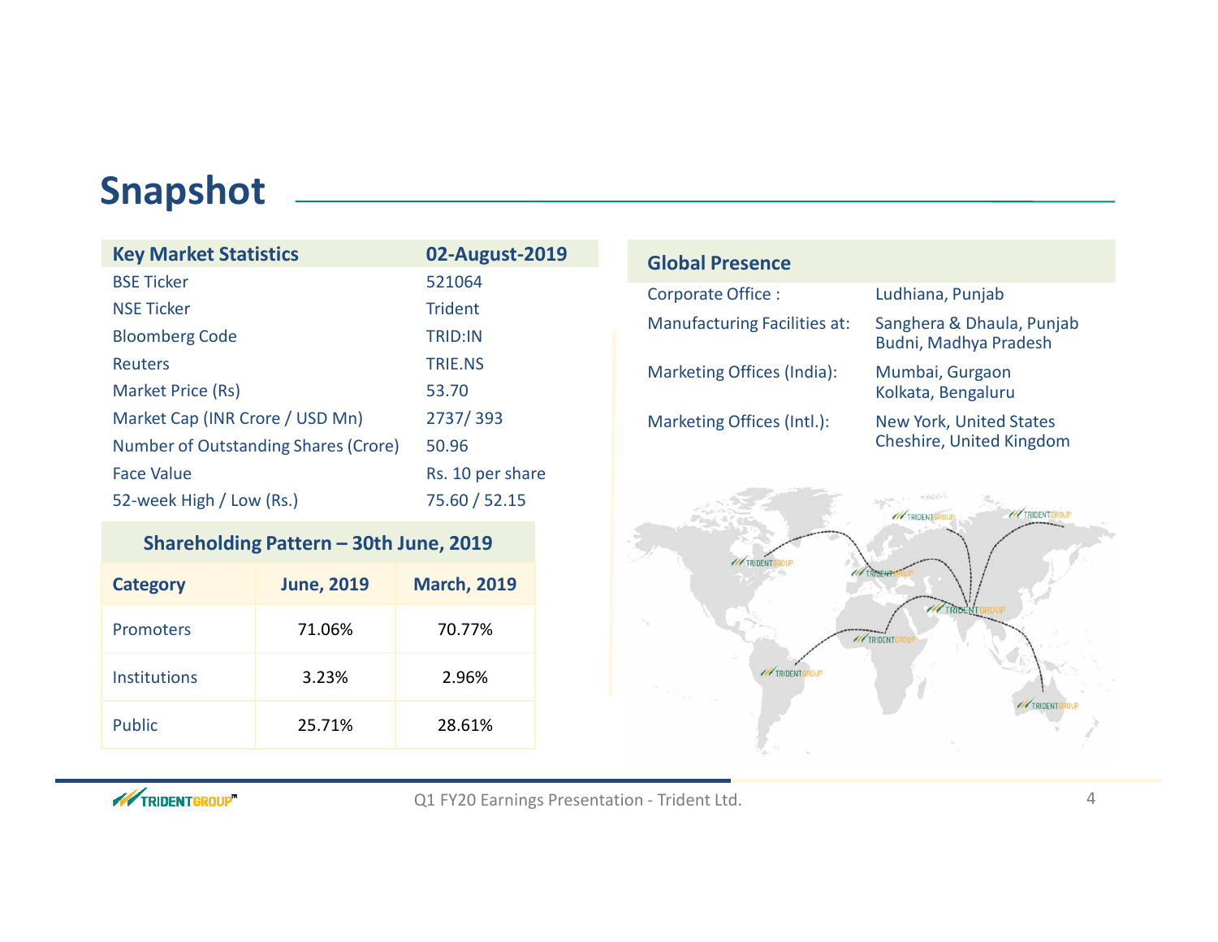# Snapshot

| Key Market Statistics | 02-August-2019 |
|---|---|
| BSE Ticker | 521064 |
| NSE Ticker | Trident |
| Bloomberg Code | TRID:IN |
| Reuters | TRIE.NS |
| Market Price (Rs) | 53.70 |
| Market Cap (INR Crore / USD Mn) | 2737/ 393 |
| Number of Outstanding Shares (Crore) | 50.96 |
| Face Value | Rs. 10 per share |
| 52-week High / Low (Rs.) | 75.60 / 52.15 |

**Shareholding Pattern – 30th June, 2019**

| Category | June, 2019 | March, 2019 |
|---|---|---|
| Promoters | 71.06% | 70.77% |
| Institutions | 3.23% | 2.96% |
| Public | 25.71% | 28.61% |

| Global Presence | |
|---|---|
| Corporate Office : | Ludhiana, Punjab |
| Manufacturing Facilities at: | Sanghera & Dhaula, Punjab<br>Budni, Madhya Pradesh |
| Marketing Offices (India): | Mumbai, Gurgaon<br>Kolkata, Bengaluru |
| Marketing Offices (Intl.): | New York, United States<br>Cheshire, United Kingdom |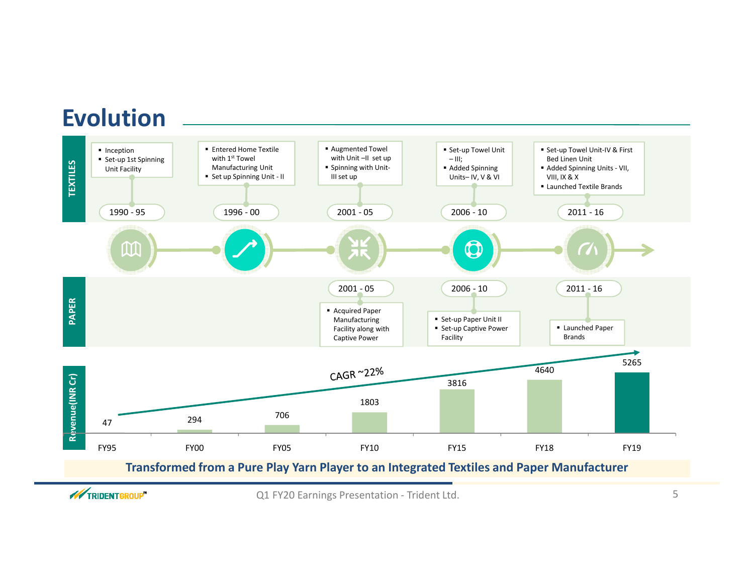# Evolution

## TEXTILES

**1990 - 95**
- Inception
- Set-up 1st Spinning Unit Facility

**1996 - 00**
- Entered Home Textile with 1st Towel Manufacturing Unit
- Set up Spinning Unit - II

**2001 - 05**
- Augmented Towel with Unit –II set up
- Spinning with Unit-III set up

**2006 - 10**
- Set-up Towel Unit – III;
- Added Spinning Units– IV, V & VI

**2011 - 16**
- Set-up Towel Unit-IV & First Bed Linen Unit
- Added Spinning Units - VII, VIII, IX & X
- Launched Textile Brands

## PAPER

**2001 - 05**
- Acquired Paper Manufacturing Facility along with Captive Power

**2006 - 10**
- Set-up Paper Unit II
- Set-up Captive Power Facility

**2011 - 16**
- Launched Paper Brands

## Revenue(INR Cr)

CAGR ~22%

| FY95 | FY00 | FY05 | FY10 | FY15 | FY18 | FY19 |
|---|---|---|---|---|---|---|
| 47 | 294 | 706 | 1803 | 3816 | 4640 | 5265 |

**Transformed from a Pure Play Yarn Player to an Integrated Textiles and Paper Manufacturer**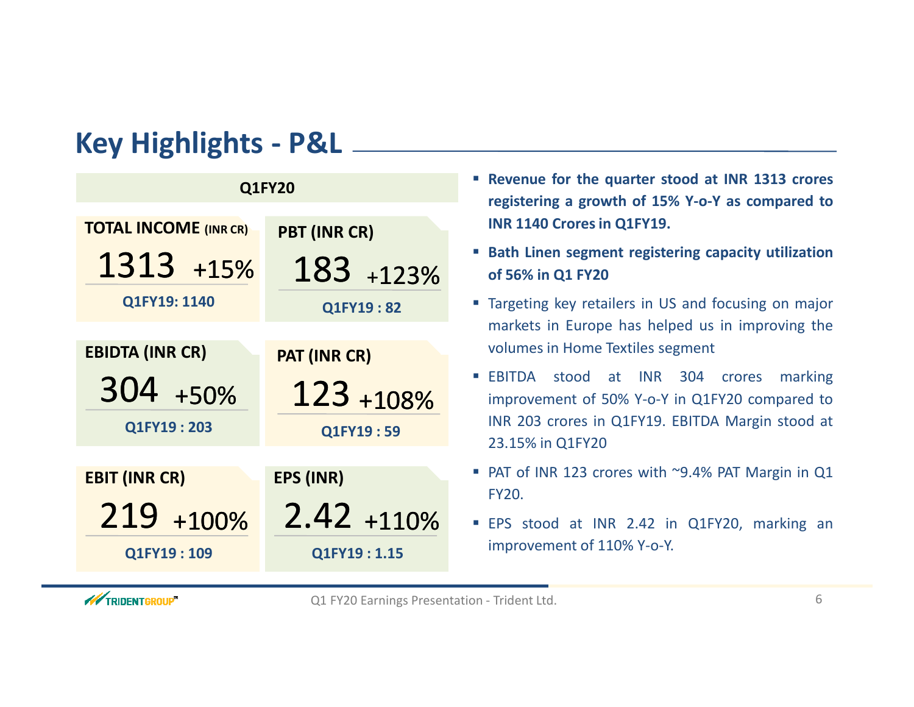## Key Highlights - P&L

**Q1FY20**

| Metric | Q1FY20 | Growth | Q1FY19 |
|---|---|---|---|
| TOTAL INCOME (INR CR) | 1313 | +15% | Q1FY19: 1140 |
| PBT (INR CR) | 183 | +123% | Q1FY19 : 82 |
| EBIDTA (INR CR) | 304 | +50% | Q1FY19 : 203 |
| PAT (INR CR) | 123 | +108% | Q1FY19 : 59 |
| EBIT (INR CR) | 219 | +100% | Q1FY19 : 109 |
| EPS (INR) | 2.42 | +110% | Q1FY19 : 1.15 |

- **Revenue for the quarter stood at INR 1313 crores registering a growth of 15% Y-o-Y as compared to INR 1140 Crores in Q1FY19.**
- **Bath Linen segment registering capacity utilization of 56% in Q1 FY20**
- Targeting key retailers in US and focusing on major markets in Europe has helped us in improving the volumes in Home Textiles segment
- EBITDA stood at INR 304 crores marking improvement of 50% Y-o-Y in Q1FY20 compared to INR 203 crores in Q1FY19. EBITDA Margin stood at 23.15% in Q1FY20
- PAT of INR 123 crores with ~9.4% PAT Margin in Q1 FY20.
- EPS stood at INR 2.42 in Q1FY20, marking an improvement of 110% Y-o-Y.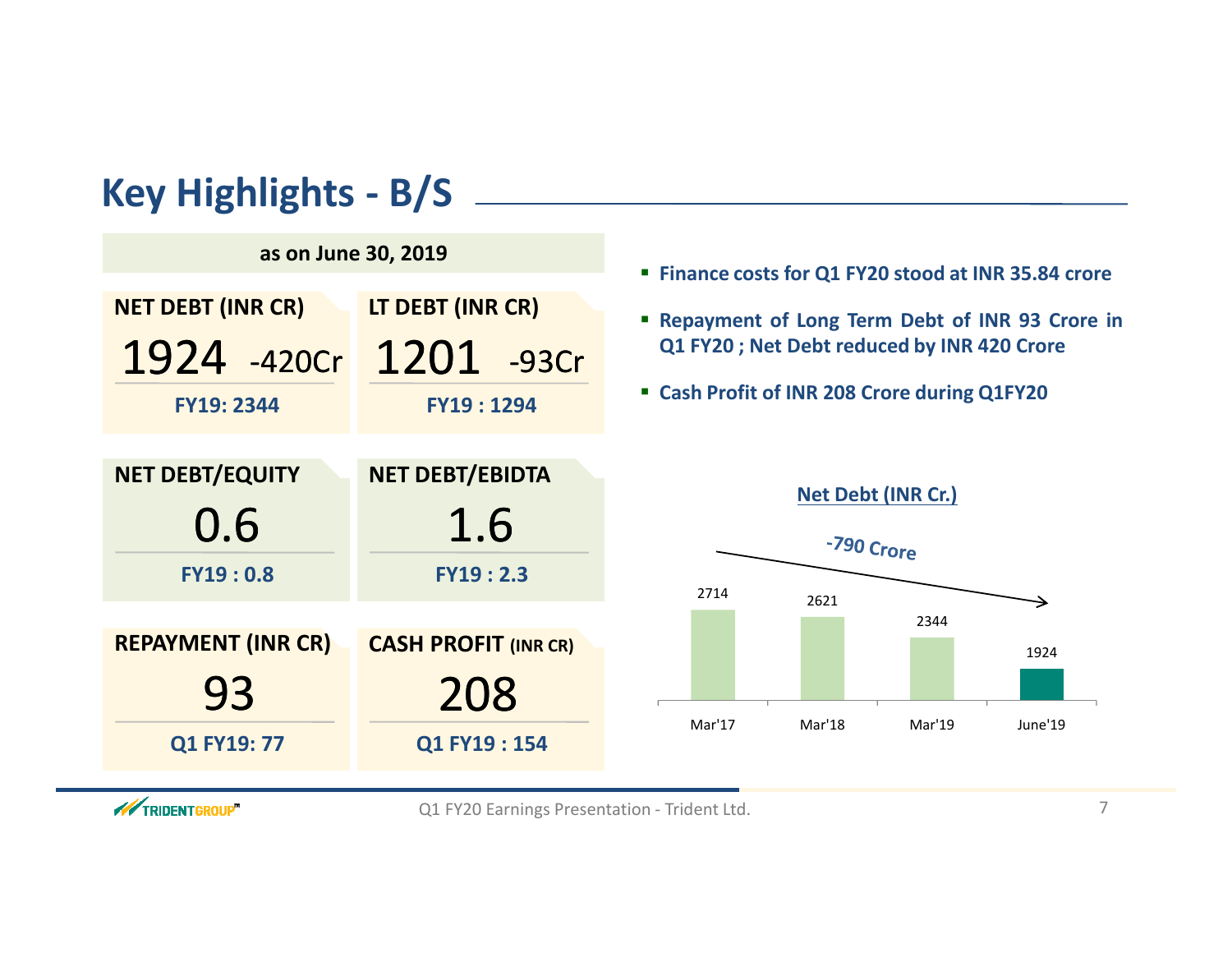## Key Highlights - B/S

**as on June 30, 2019**

| NET DEBT (INR CR) | LT DEBT (INR CR) |
| --- | --- |
| 1924 -420Cr | 1201 -93Cr |
| FY19: 2344 | FY19 : 1294 |

| NET DEBT/EQUITY | NET DEBT/EBIDTA |
| --- | --- |
| 0.6 | 1.6 |
| FY19 : 0.8 | FY19 : 2.3 |

| REPAYMENT (INR CR) | CASH PROFIT (INR CR) |
| --- | --- |
| 93 | 208 |
| Q1 FY19: 77 | Q1 FY19 : 154 |

- **Finance costs for Q1 FY20 stood at INR 35.84 crore**
- **Repayment of Long Term Debt of INR 93 Crore in Q1 FY20 ; Net Debt reduced by INR 420 Crore**
- **Cash Profit of INR 208 Crore during Q1FY20**

**Net Debt (INR Cr.)**

-790 Crore

| Mar'17 | Mar'18 | Mar'19 | June'19 |
| --- | --- | --- | --- |
| 2714 | 2621 | 2344 | 1924 |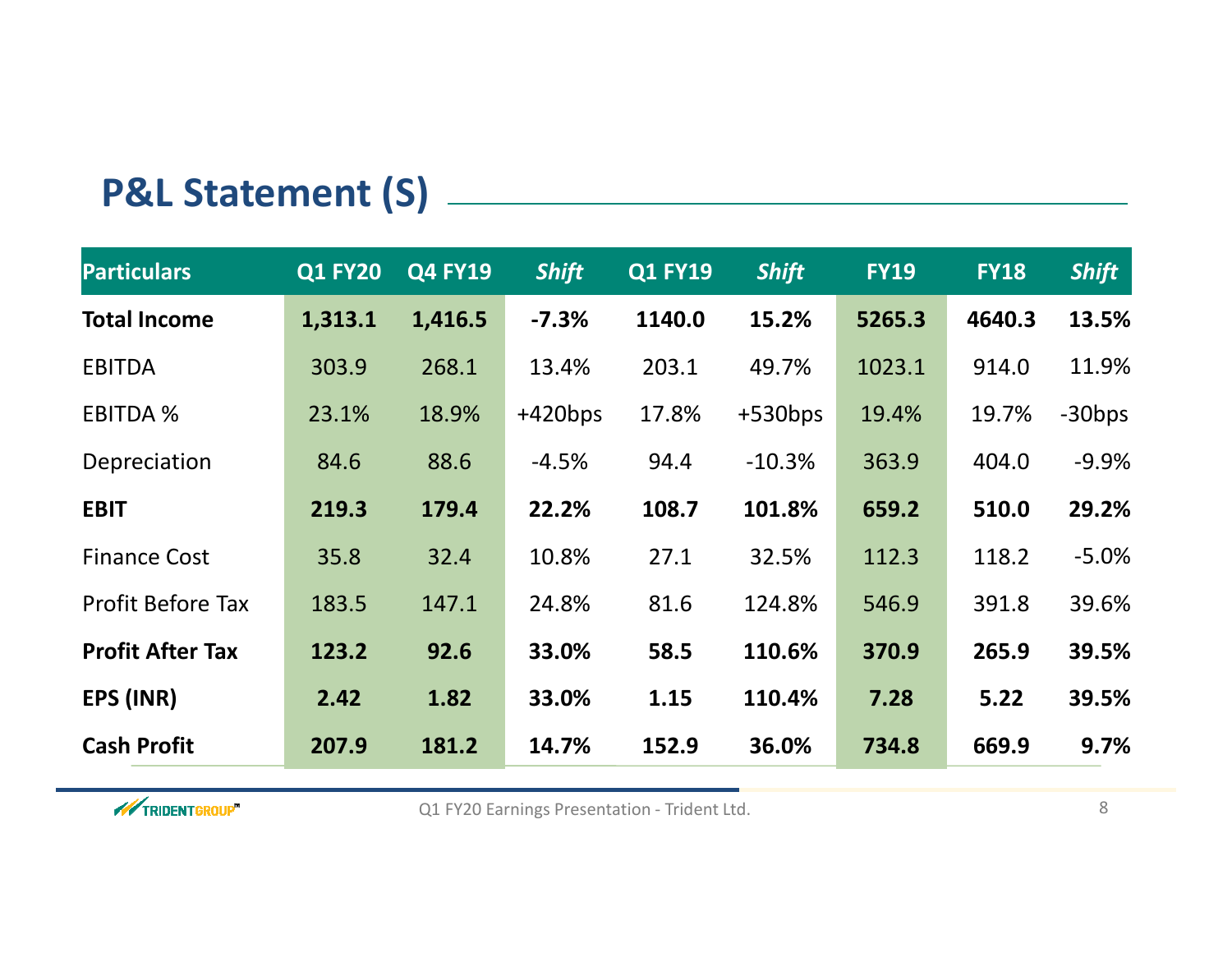## P&L Statement (S)

| Particulars | Q1 FY20 | Q4 FY19 | *Shift* | Q1 FY19 | *Shift* | FY19 | FY18 | *Shift* |
|---|---|---|---|---|---|---|---|---|
| **Total Income** | **1,313.1** | **1,416.5** | **-7.3%** | **1140.0** | **15.2%** | **5265.3** | **4640.3** | **13.5%** |
| EBITDA | 303.9 | 268.1 | 13.4% | 203.1 | 49.7% | 1023.1 | 914.0 | 11.9% |
| EBITDA % | 23.1% | 18.9% | +420bps | 17.8% | +530bps | 19.4% | 19.7% | -30bps |
| Depreciation | 84.6 | 88.6 | -4.5% | 94.4 | -10.3% | 363.9 | 404.0 | -9.9% |
| **EBIT** | **219.3** | **179.4** | **22.2%** | **108.7** | **101.8%** | **659.2** | **510.0** | **29.2%** |
| Finance Cost | 35.8 | 32.4 | 10.8% | 27.1 | 32.5% | 112.3 | 118.2 | -5.0% |
| Profit Before Tax | 183.5 | 147.1 | 24.8% | 81.6 | 124.8% | 546.9 | 391.8 | 39.6% |
| **Profit After Tax** | **123.2** | **92.6** | **33.0%** | **58.5** | **110.6%** | **370.9** | **265.9** | **39.5%** |
| **EPS (INR)** | **2.42** | **1.82** | **33.0%** | **1.15** | **110.4%** | **7.28** | **5.22** | **39.5%** |
| **Cash Profit** | **207.9** | **181.2** | **14.7%** | **152.9** | **36.0%** | **734.8** | **669.9** | **9.7%** |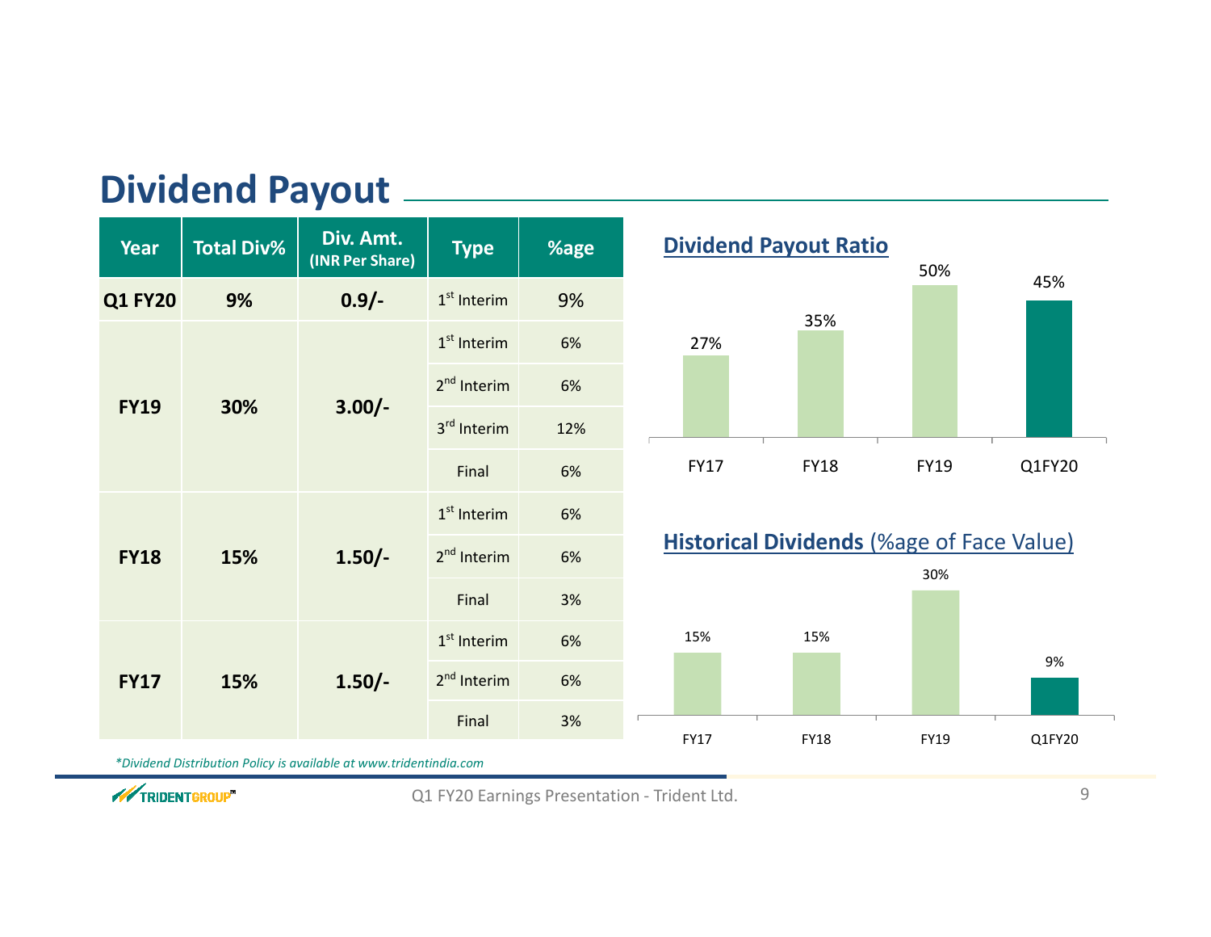# Dividend Payout

| Year | Total Div% | Div. Amt. (INR Per Share) | Type | %age |
|---|---|---|---|---|
| **Q1 FY20** | **9%** | **0.9/-** | 1st Interim | 9% |
| **FY19** | **30%** | **3.00/-** | 1st Interim | 6% |
| | | | 2nd Interim | 6% |
| | | | 3rd Interim | 12% |
| | | | Final | 6% |
| **FY18** | **15%** | **1.50/-** | 1st Interim | 6% |
| | | | 2nd Interim | 6% |
| | | | Final | 3% |
| **FY17** | **15%** | **1.50/-** | 1st Interim | 6% |
| | | | 2nd Interim | 6% |
| | | | Final | 3% |

## Dividend Payout Ratio

| FY17 | FY18 | FY19 | Q1FY20 |
|---|---|---|---|
| 27% | 35% | 50% | 45% |

## Historical Dividends (%age of Face Value)

| FY17 | FY18 | FY19 | Q1FY20 |
|---|---|---|---|
| 15% | 15% | 30% | 9% |

*\*Dividend Distribution Policy is available at www.tridentindia.com*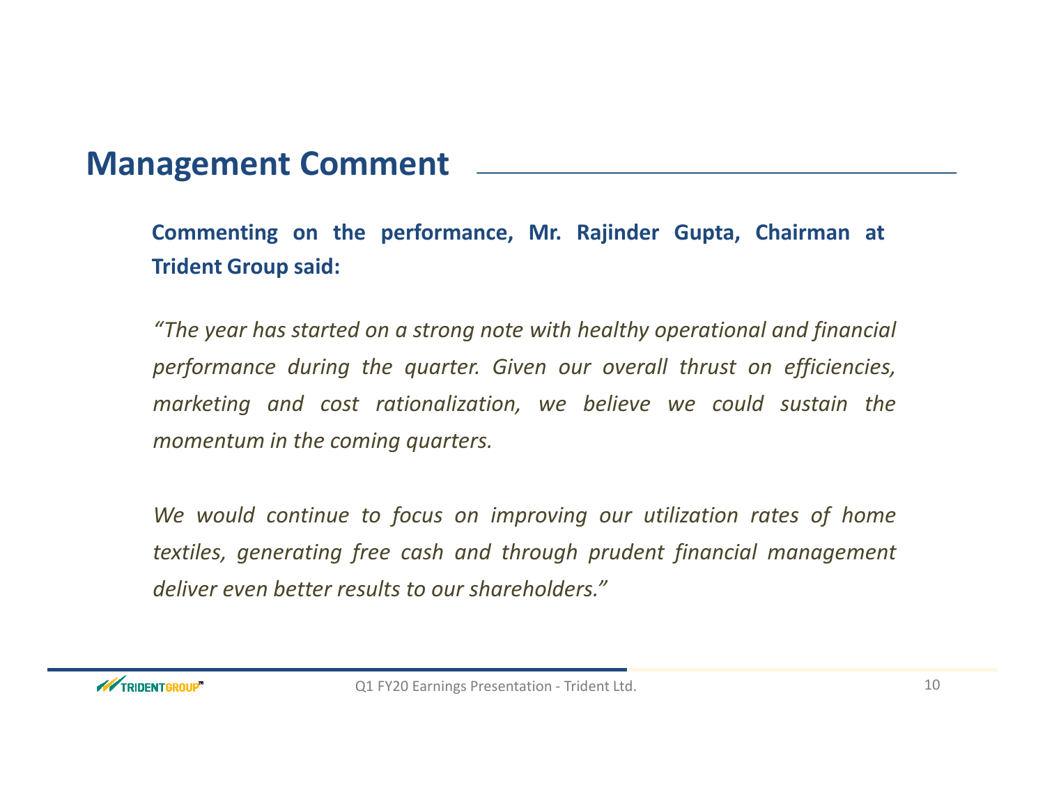## Management Comment

**Commenting on the performance, Mr. Rajinder Gupta, Chairman at Trident Group said:**

*"The year has started on a strong note with healthy operational and financial performance during the quarter. Given our overall thrust on efficiencies, marketing and cost rationalization, we believe we could sustain the momentum in the coming quarters.*

*We would continue to focus on improving our utilization rates of home textiles, generating free cash and through prudent financial management deliver even better results to our shareholders."*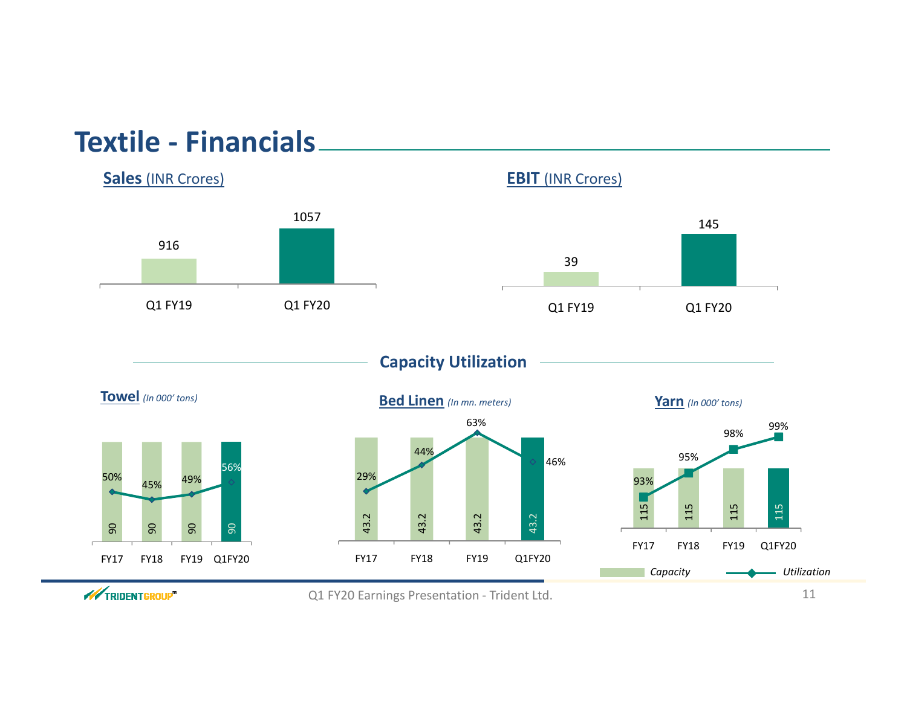# Textile - Financials

**Sales** (INR Crores)

| | Q1 FY19 | Q1 FY20 |
|---|---|---|
| Sales | 916 | 1057 |

**EBIT** (INR Crores)

| | Q1 FY19 | Q1 FY20 |
|---|---|---|
| EBIT | 39 | 145 |

## Capacity Utilization

**Towel** *(In 000' tons)*

| | FY17 | FY18 | FY19 | Q1FY20 |
|---|---|---|---|---|
| Capacity | 90 | 90 | 90 | 90 |
| Utilization | 50% | 45% | 49% | 56% |

**Bed Linen** *(In mn. meters)*

| | FY17 | FY18 | FY19 | Q1FY20 |
|---|---|---|---|---|
| Capacity | 43.2 | 43.2 | 43.2 | 43.2 |
| Utilization | 29% | 44% | 63% | 46% |

**Yarn** *(In 000' tons)*

| | FY17 | FY18 | FY19 | Q1FY20 |
|---|---|---|---|---|
| Capacity | 115 | 115 | 115 | 115 |
| Utilization | 93% | 95% | 98% | 99% |

*Capacity* *Utilization*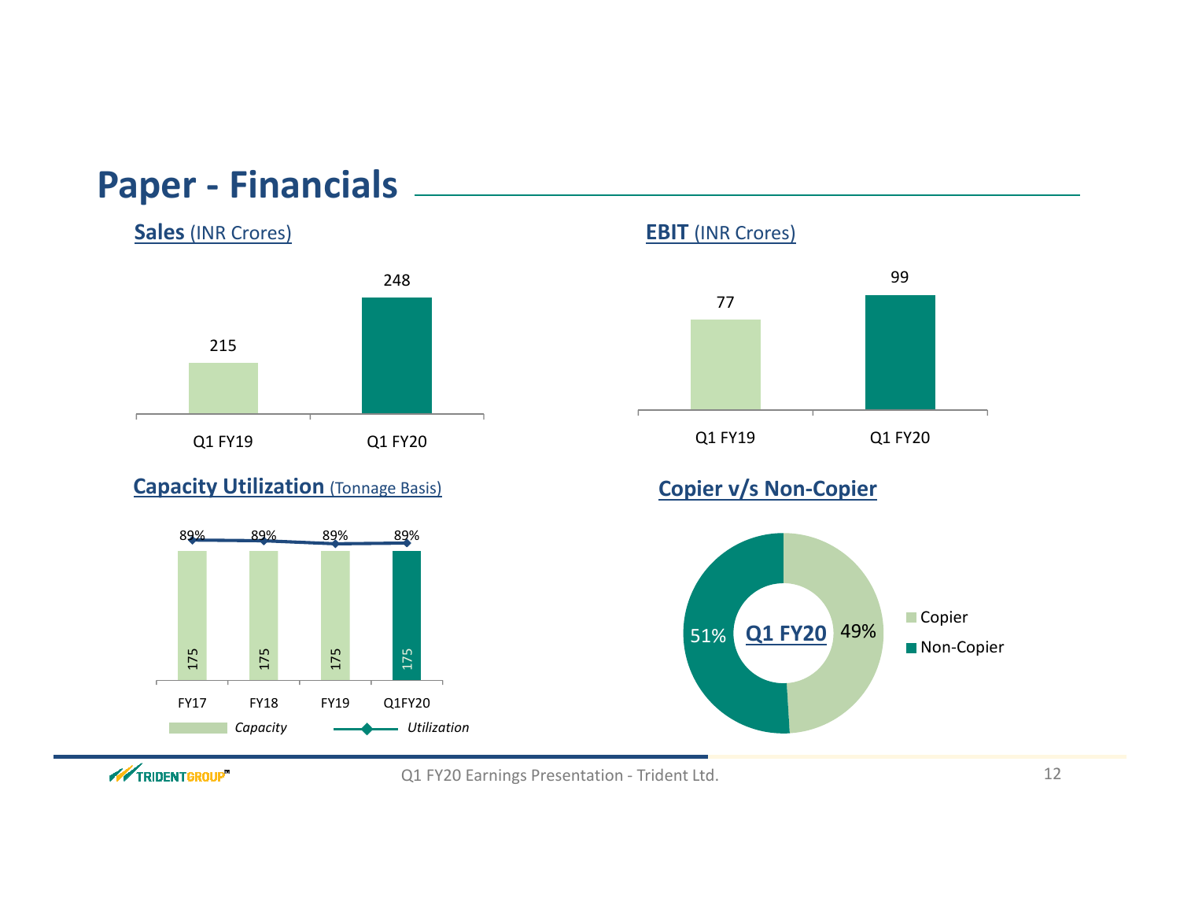# Paper - Financials

## Sales (INR Crores)

| | Q1 FY19 | Q1 FY20 |
|---|---|---|
| Sales | 215 | 248 |

## EBIT (INR Crores)

| | Q1 FY19 | Q1 FY20 |
|---|---|---|
| EBIT | 77 | 99 |

## Capacity Utilization (Tonnage Basis)

| | FY17 | FY18 | FY19 | Q1FY20 |
|---|---|---|---|---|
| Capacity | 175 | 175 | 175 | 175 |
| Utilization | 89% | 89% | 89% | 89% |

## Copier v/s Non-Copier

**Q1 FY20**

| | Share |
|---|---|
| Copier | 49% |
| Non-Copier | 51% |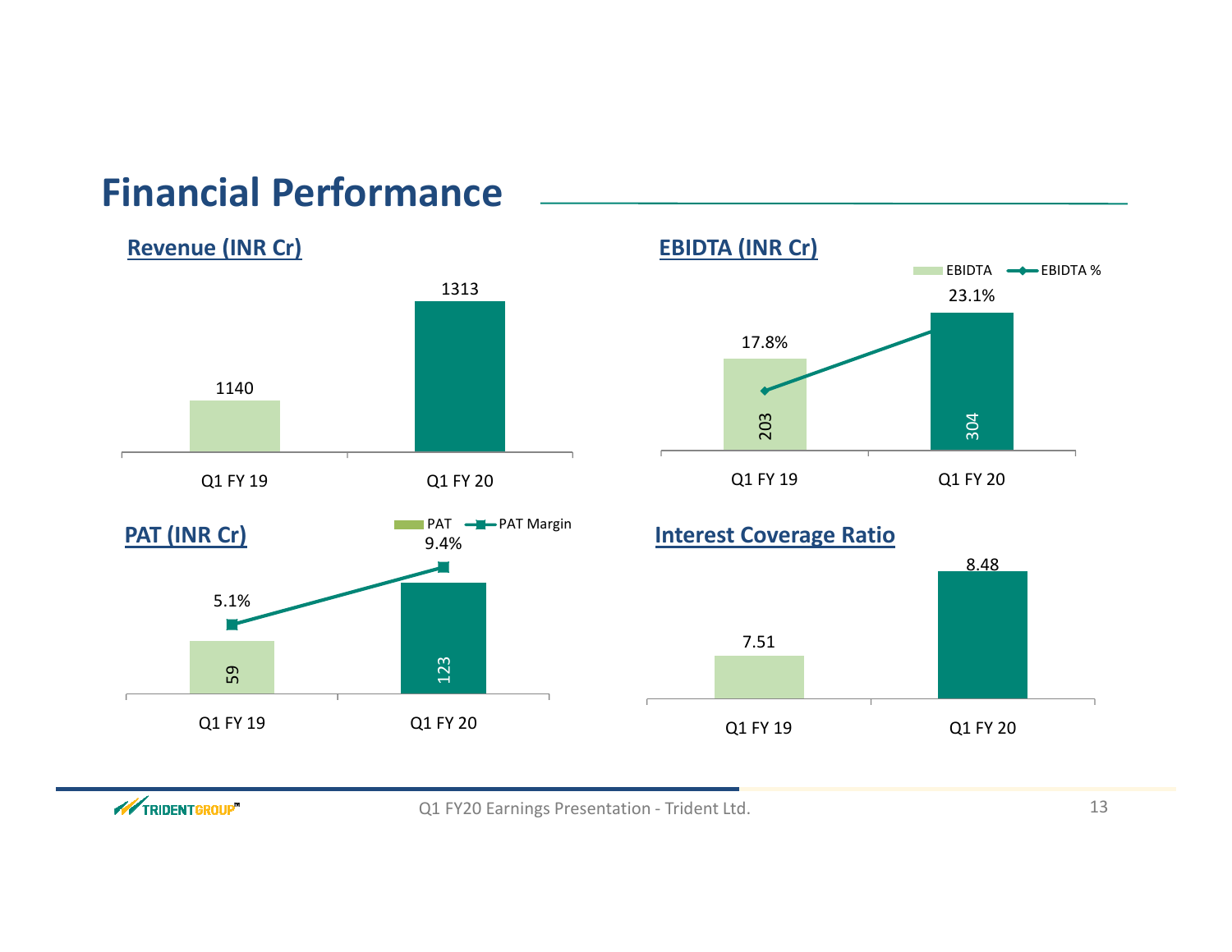# Financial Performance

## Revenue (INR Cr)

| | Q1 FY 19 | Q1 FY 20 |
|---|---|---|
| Revenue | 1140 | 1313 |

## EBIDTA (INR Cr)

| | Q1 FY 19 | Q1 FY 20 |
|---|---|---|
| EBIDTA | 203 | 304 |
| EBIDTA % | 17.8% | 23.1% |

## PAT (INR Cr)

| | Q1 FY 19 | Q1 FY 20 |
|---|---|---|
| PAT | 59 | 123 |
| PAT Margin | 5.1% | 9.4% |

## Interest Coverage Ratio

| | Q1 FY 19 | Q1 FY 20 |
|---|---|---|
| Interest Coverage Ratio | 7.51 | 8.48 |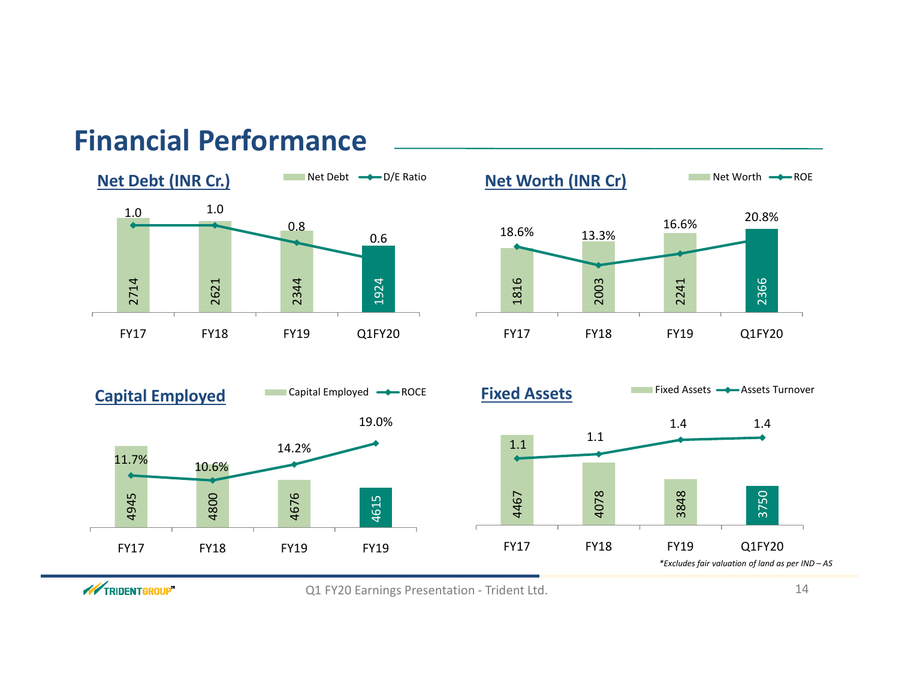# Financial Performance

## Net Debt (INR Cr.)

| | FY17 | FY18 | FY19 | Q1FY20 |
|---|---|---|---|---|
| Net Debt | 2714 | 2621 | 2344 | 1924 |
| D/E Ratio | 1.0 | 1.0 | 0.8 | 0.6 |

## Net Worth (INR Cr)

| | FY17 | FY18 | FY19 | Q1FY20 |
|---|---|---|---|---|
| Net Worth | 1816 | 2003 | 2241 | 2366 |
| ROE | 18.6% | 13.3% | 16.6% | 20.8% |

## Capital Employed

| | FY17 | FY18 | FY19 | FY19 |
|---|---|---|---|---|
| Capital Employed | 4945 | 4800 | 4676 | 4615 |
| ROCE | 11.7% | 10.6% | 14.2% | 19.0% |

## Fixed Assets

| | FY17 | FY18 | FY19 | Q1FY20 |
|---|---|---|---|---|
| Fixed Assets | 4467 | 4078 | 3848 | 3750 |
| Assets Turnover | 1.1 | 1.1 | 1.4 | 1.4 |

*\*Excludes fair valuation of land as per IND – AS*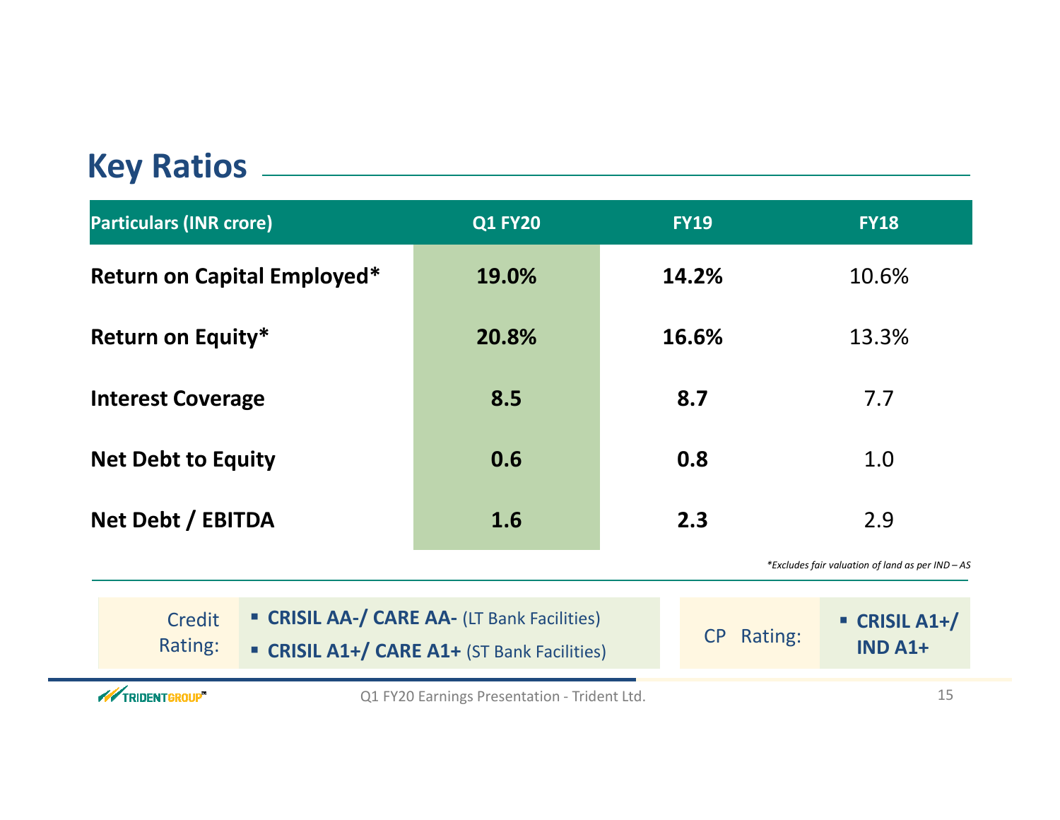## Key Ratios

| Particulars (INR crore) | Q1 FY20 | FY19 | FY18 |
|---|---|---|---|
| **Return on Capital Employed*** | **19.0%** | **14.2%** | 10.6% |
| **Return on Equity*** | **20.8%** | **16.6%** | 13.3% |
| **Interest Coverage** | **8.5** | **8.7** | 7.7 |
| **Net Debt to Equity** | **0.6** | **0.8** | 1.0 |
| **Net Debt / EBITDA** | **1.6** | **2.3** | 2.9 |

*\*Excludes fair valuation of land as per IND – AS*

Credit Rating:

- **CRISIL AA-/ CARE AA-** (LT Bank Facilities)
- **CRISIL A1+/ CARE A1+** (ST Bank Facilities)

CP Rating:

- **CRISIL A1+/ IND A1+**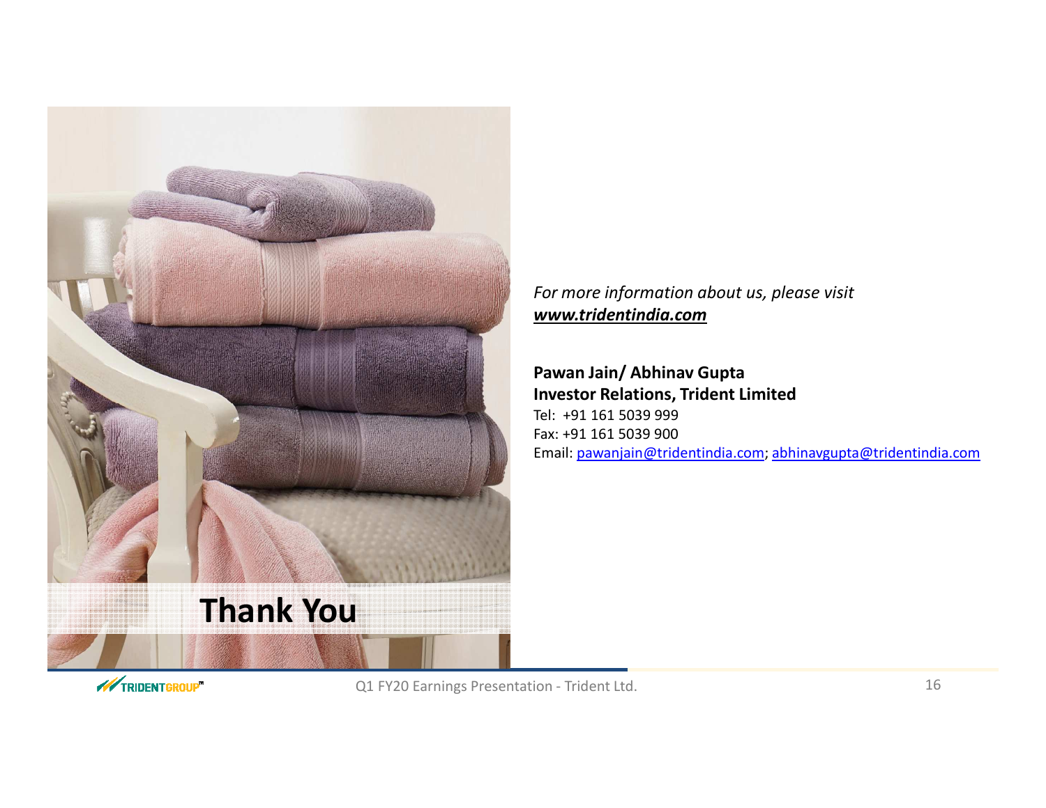# Thank You

*For more information about us, please visit*
***www.tridentindia.com***

**Pawan Jain/ Abhinav Gupta**
**Investor Relations, Trident Limited**
Tel: +91 161 5039 999
Fax: +91 161 5039 900
Email: pawanjain@tridentindia.com; abhinavgupta@tridentindia.com